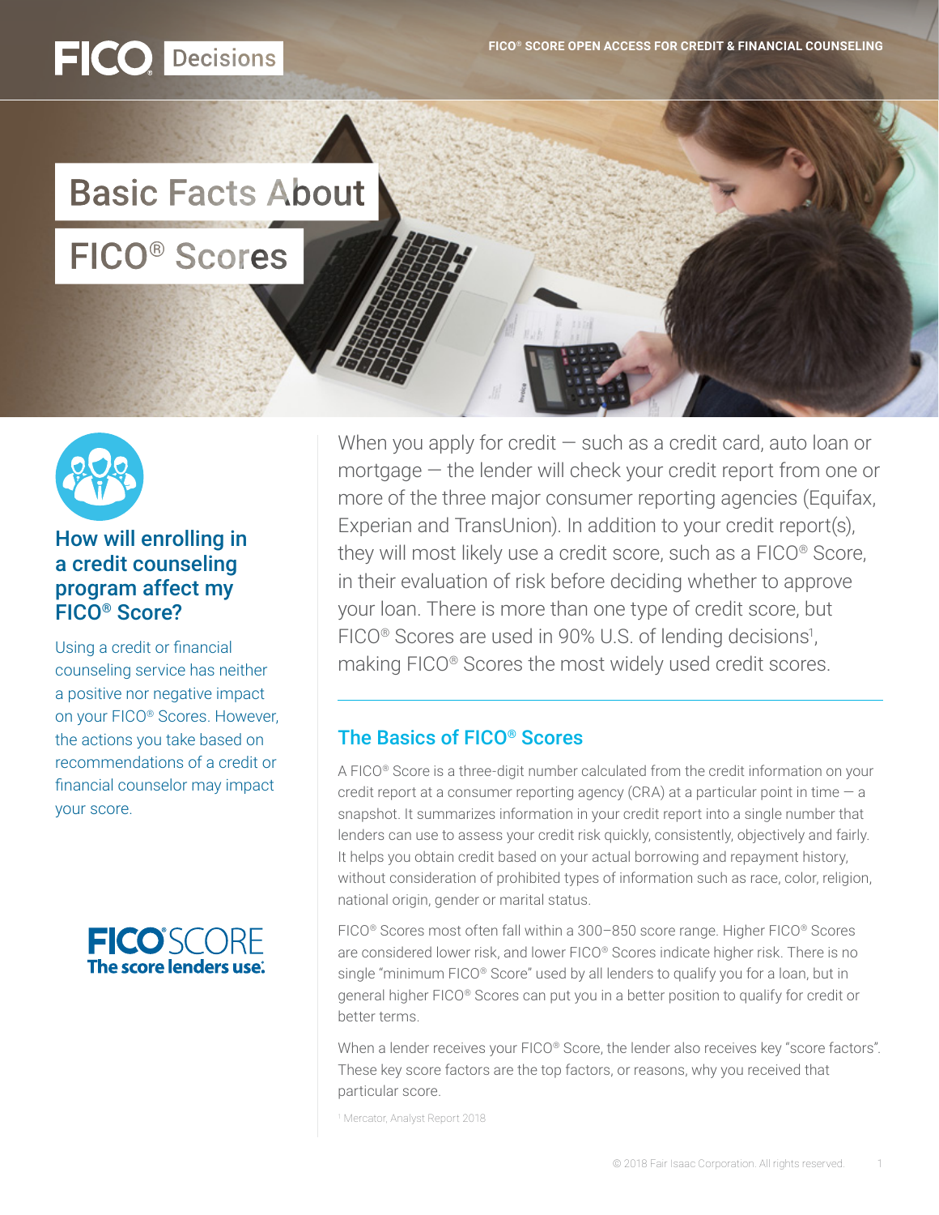FICO® Decisions

FICO® SCORE OPEN ACCESS FOR CREDIT & FINANCIAL COUNSELING

# Basic Facts About FICO® Scores

### How will enrolling in a credit counseling program affect my FICO® Score?

Using a credit or financial counseling service has neither a positive nor negative impact on your FICO® Scores. However, the actions you take based on recommendations of a credit or financial counselor may impact your score.

FICO® SCORE
The score lenders use.

When you apply for credit — such as a credit card, auto loan or mortgage — the lender will check your credit report from one or more of the three major consumer reporting agencies (Equifax, Experian and TransUnion). In addition to your credit report(s), they will most likely use a credit score, such as a FICO® Score, in their evaluation of risk before deciding whether to approve your loan. There is more than one type of credit score, but FICO® Scores are used in 90% U.S. of lending decisions[1], making FICO® Scores the most widely used credit scores.

## The Basics of FICO® Scores

A FICO® Score is a three-digit number calculated from the credit information on your credit report at a consumer reporting agency (CRA) at a particular point in time — a snapshot. It summarizes information in your credit report into a single number that lenders can use to assess your credit risk quickly, consistently, objectively and fairly. It helps you obtain credit based on your actual borrowing and repayment history, without consideration of prohibited types of information such as race, color, religion, national origin, gender or marital status.

FICO® Scores most often fall within a 300–850 score range. Higher FICO® Scores are considered lower risk, and lower FICO® Scores indicate higher risk. There is no single "minimum FICO® Score" used by all lenders to qualify you for a loan, but in general higher FICO® Scores can put you in a better position to qualify for credit or better terms.

When a lender receives your FICO® Score, the lender also receives key "score factors". These key score factors are the top factors, or reasons, why you received that particular score.

[1] Mercator, Analyst Report 2018

© 2018 Fair Isaac Corporation. All rights reserved.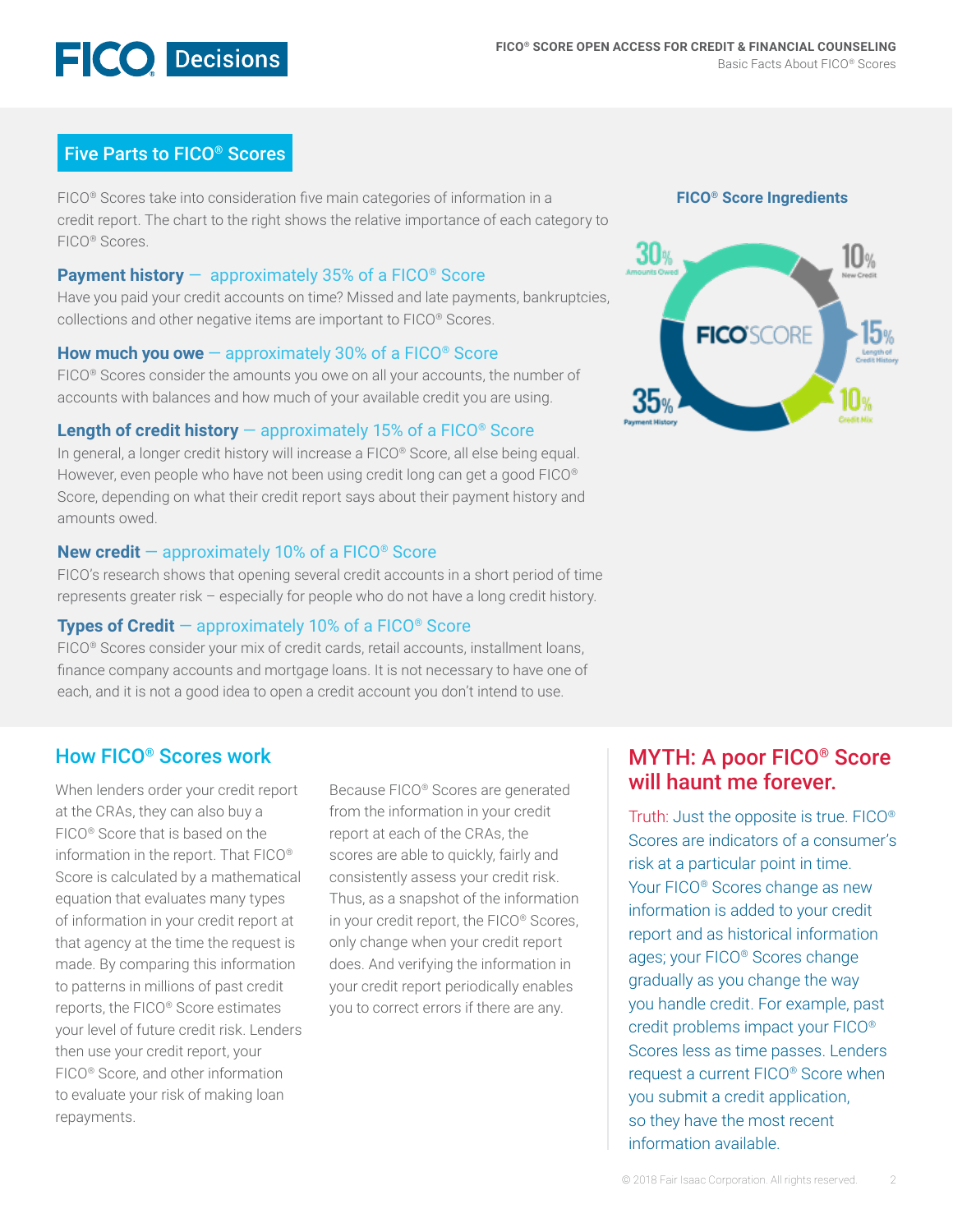## Five Parts to FICO® Scores

FICO® Scores take into consideration five main categories of information in a credit report. The chart to the right shows the relative importance of each category to FICO® Scores.

**Payment history** — approximately 35% of a FICO® Score
Have you paid your credit accounts on time? Missed and late payments, bankruptcies, collections and other negative items are important to FICO® Scores.

**How much you owe** — approximately 30% of a FICO® Score
FICO® Scores consider the amounts you owe on all your accounts, the number of accounts with balances and how much of your available credit you are using.

**Length of credit history** — approximately 15% of a FICO® Score
In general, a longer credit history will increase a FICO® Score, all else being equal. However, even people who have not been using credit long can get a good FICO® Score, depending on what their credit report says about their payment history and amounts owed.

**New credit** — approximately 10% of a FICO® Score
FICO's research shows that opening several credit accounts in a short period of time represents greater risk – especially for people who do not have a long credit history.

**Types of Credit** — approximately 10% of a FICO® Score
FICO® Scores consider your mix of credit cards, retail accounts, installment loans, finance company accounts and mortgage loans. It is not necessary to have one of each, and it is not a good idea to open a credit account you don't intend to use.

### FICO® Score Ingredients

- 35% Payment History
- 30% Amounts Owed
- 15% Length of Credit History
- 10% New Credit
- 10% Credit Mix

## How FICO® Scores work

When lenders order your credit report at the CRAs, they can also buy a FICO® Score that is based on the information in the report. That FICO® Score is calculated by a mathematical equation that evaluates many types of information in your credit report at that agency at the time the request is made. By comparing this information to patterns in millions of past credit reports, the FICO® Score estimates your level of future credit risk. Lenders then use your credit report, your FICO® Score, and other information to evaluate your risk of making loan repayments.

Because FICO® Scores are generated from the information in your credit report at each of the CRAs, the scores are able to quickly, fairly and consistently assess your credit risk. Thus, as a snapshot of the information in your credit report, the FICO® Scores, only change when your credit report does. And verifying the information in your credit report periodically enables you to correct errors if there are any.

## MYTH: A poor FICO® Score will haunt me forever.

Truth: Just the opposite is true. FICO® Scores are indicators of a consumer's risk at a particular point in time. Your FICO® Scores change as new information is added to your credit report and as historical information ages; your FICO® Scores change gradually as you change the way you handle credit. For example, past credit problems impact your FICO® Scores less as time passes. Lenders request a current FICO® Score when you submit a credit application, so they have the most recent information available.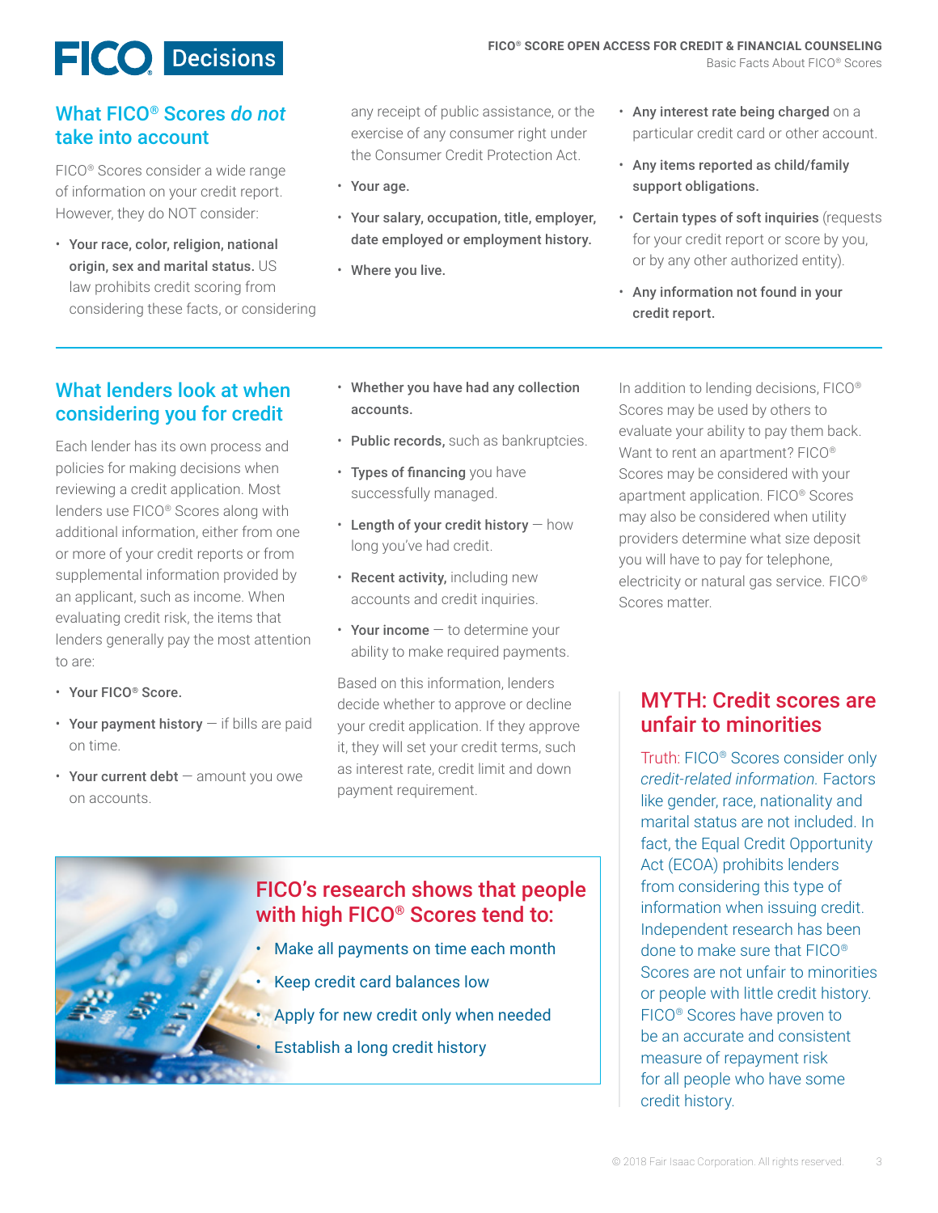## What FICO® Scores *do not* take into account

FICO® Scores consider a wide range of information on your credit report. However, they do NOT consider:

- **Your race, color, religion, national origin, sex and marital status.** US law prohibits credit scoring from considering these facts, or considering any receipt of public assistance, or the exercise of any consumer right under the Consumer Credit Protection Act.
- **Your age.**
- **Your salary, occupation, title, employer, date employed or employment history.**
- **Where you live.**
- **Any interest rate being charged** on a particular credit card or other account.
- **Any items reported as child/family support obligations.**
- **Certain types of soft inquiries** (requests for your credit report or score by you, or by any other authorized entity).
- **Any information not found in your credit report.**

## What lenders look at when considering you for credit

Each lender has its own process and policies for making decisions when reviewing a credit application. Most lenders use FICO® Scores along with additional information, either from one or more of your credit reports or from supplemental information provided by an applicant, such as income. When evaluating credit risk, the items that lenders generally pay the most attention to are:

- **Your FICO® Score.**
- **Your payment history** — if bills are paid on time.
- **Your current debt** — amount you owe on accounts.
- **Whether you have had any collection accounts.**
- **Public records,** such as bankruptcies.
- **Types of financing** you have successfully managed.
- **Length of your credit history** — how long you've had credit.
- **Recent activity,** including new accounts and credit inquiries.
- **Your income** — to determine your ability to make required payments.

Based on this information, lenders decide whether to approve or decline your credit application. If they approve it, they will set your credit terms, such as interest rate, credit limit and down payment requirement.

In addition to lending decisions, FICO® Scores may be used by others to evaluate your ability to pay them back. Want to rent an apartment? FICO® Scores may be considered with your apartment application. FICO® Scores may also be considered when utility providers determine what size deposit you will have to pay for telephone, electricity or natural gas service. FICO® Scores matter.

### FICO's research shows that people with high FICO® Scores tend to:

- Make all payments on time each month
- Keep credit card balances low
- Apply for new credit only when needed
- Establish a long credit history

### MYTH: Credit scores are unfair to minorities

Truth: FICO® Scores consider only *credit-related information.* Factors like gender, race, nationality and marital status are not included. In fact, the Equal Credit Opportunity Act (ECOA) prohibits lenders from considering this type of information when issuing credit. Independent research has been done to make sure that FICO® Scores are not unfair to minorities or people with little credit history. FICO® Scores have proven to be an accurate and consistent measure of repayment risk for all people who have some credit history.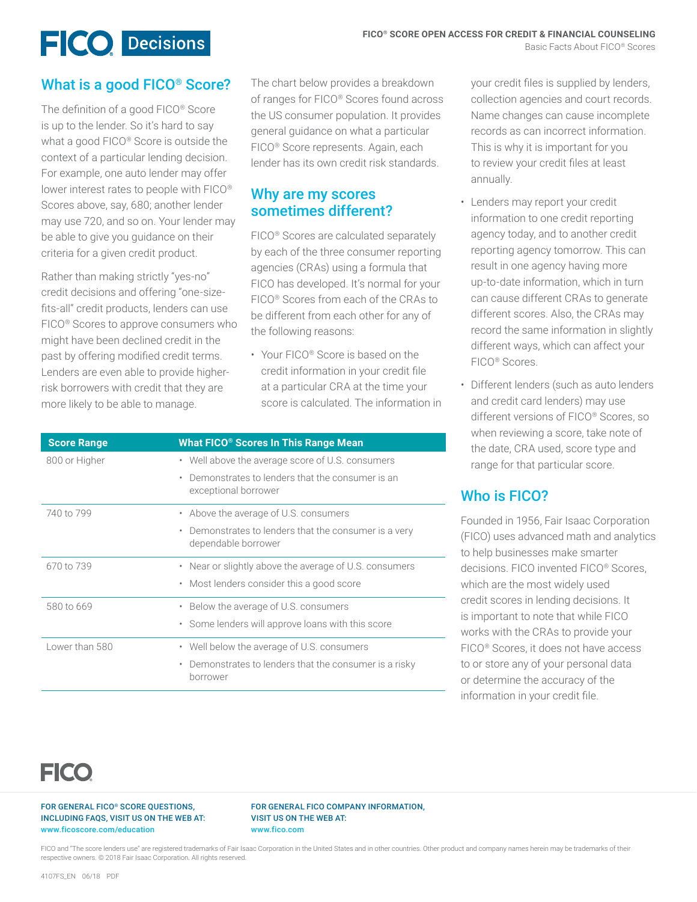## What is a good FICO® Score?

The definition of a good FICO® Score is up to the lender. So it's hard to say what a good FICO® Score is outside the context of a particular lending decision. For example, one auto lender may offer lower interest rates to people with FICO® Scores above, say, 680; another lender may use 720, and so on. Your lender may be able to give you guidance on their criteria for a given credit product.

Rather than making strictly "yes-no" credit decisions and offering "one-size-fits-all" credit products, lenders can use FICO® Scores to approve consumers who might have been declined credit in the past by offering modified credit terms. Lenders are even able to provide higher-risk borrowers with credit that they are more likely to be able to manage.

The chart below provides a breakdown of ranges for FICO® Scores found across the US consumer population. It provides general guidance on what a particular FICO® Score represents. Again, each lender has its own credit risk standards.

| Score Range | What FICO® Scores In This Range Mean |
|---|---|
| 800 or Higher | • Well above the average score of U.S. consumers<br>• Demonstrates to lenders that the consumer is an exceptional borrower |
| 740 to 799 | • Above the average of U.S. consumers<br>• Demonstrates to lenders that the consumer is a very dependable borrower |
| 670 to 739 | • Near or slightly above the average of U.S. consumers<br>• Most lenders consider this a good score |
| 580 to 669 | • Below the average of U.S. consumers<br>• Some lenders will approve loans with this score |
| Lower than 580 | • Well below the average of U.S. consumers<br>• Demonstrates to lenders that the consumer is a risky borrower |

## Why are my scores sometimes different?

FICO® Scores are calculated separately by each of the three consumer reporting agencies (CRAs) using a formula that FICO has developed. It's normal for your FICO® Scores from each of the CRAs to be different from each other for any of the following reasons:

- Your FICO® Score is based on the credit information in your credit file at a particular CRA at the time your score is calculated. The information in your credit files is supplied by lenders, collection agencies and court records. Name changes can cause incomplete records as can incorrect information. This is why it is important for you to review your credit files at least annually.
- Lenders may report your credit information to one credit reporting agency today, and to another credit reporting agency tomorrow. This can result in one agency having more up-to-date information, which in turn can cause different CRAs to generate different scores. Also, the CRAs may record the same information in slightly different ways, which can affect your FICO® Scores.
- Different lenders (such as auto lenders and credit card lenders) may use different versions of FICO® Scores, so when reviewing a score, take note of the date, CRA used, score type and range for that particular score.

## Who is FICO?

Founded in 1956, Fair Isaac Corporation (FICO) uses advanced math and analytics to help businesses make smarter decisions. FICO invented FICO® Scores, which are the most widely used credit scores in lending decisions. It is important to note that while FICO works with the CRAs to provide your FICO® Scores, it does not have access to or store any of your personal data or determine the accuracy of the information in your credit file.

**FOR GENERAL FICO® SCORE QUESTIONS, INCLUDING FAQS, VISIT US ON THE WEB AT:**
www.ficoscore.com/education

**FOR GENERAL FICO COMPANY INFORMATION, VISIT US ON THE WEB AT:**
www.fico.com

FICO and "The score lenders use" are registered trademarks of Fair Isaac Corporation in the United States and in other countries. Other product and company names herein may be trademarks of their respective owners. © 2018 Fair Isaac Corporation. All rights reserved.

4107FS_EN 06/18 PDF